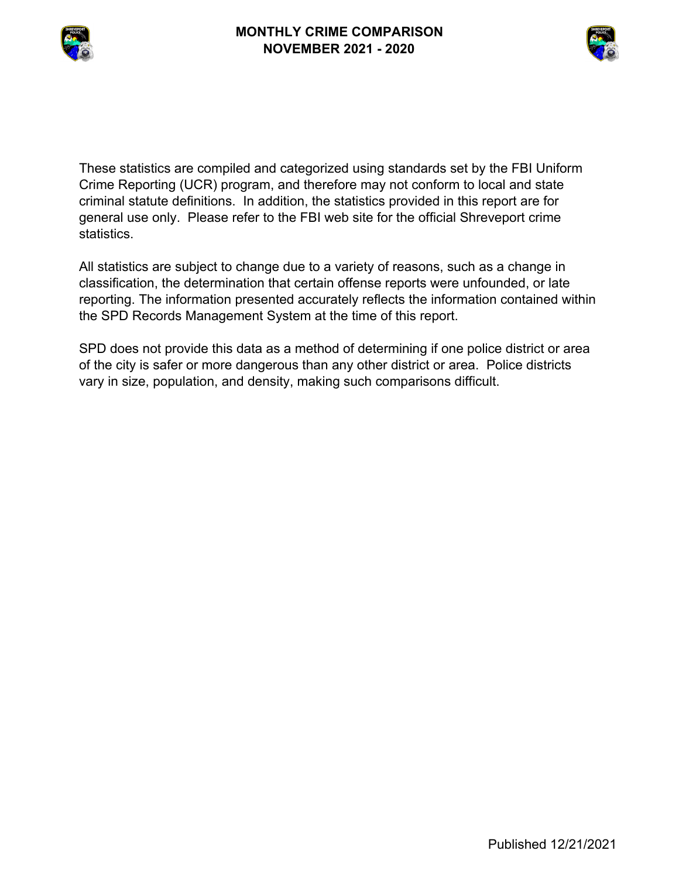# MONTHLY CRIME COMPARISON
# NOVEMBER 2021 - 2020

These statistics are compiled and categorized using standards set by the FBI Uniform Crime Reporting (UCR) program, and therefore may not conform to local and state criminal statute definitions. In addition, the statistics provided in this report are for general use only. Please refer to the FBI web site for the official Shreveport crime statistics.

All statistics are subject to change due to a variety of reasons, such as a change in classification, the determination that certain offense reports were unfounded, or late reporting. The information presented accurately reflects the information contained within the SPD Records Management System at the time of this report.

SPD does not provide this data as a method of determining if one police district or area of the city is safer or more dangerous than any other district or area. Police districts vary in size, population, and density, making such comparisons difficult.

Published 12/21/2021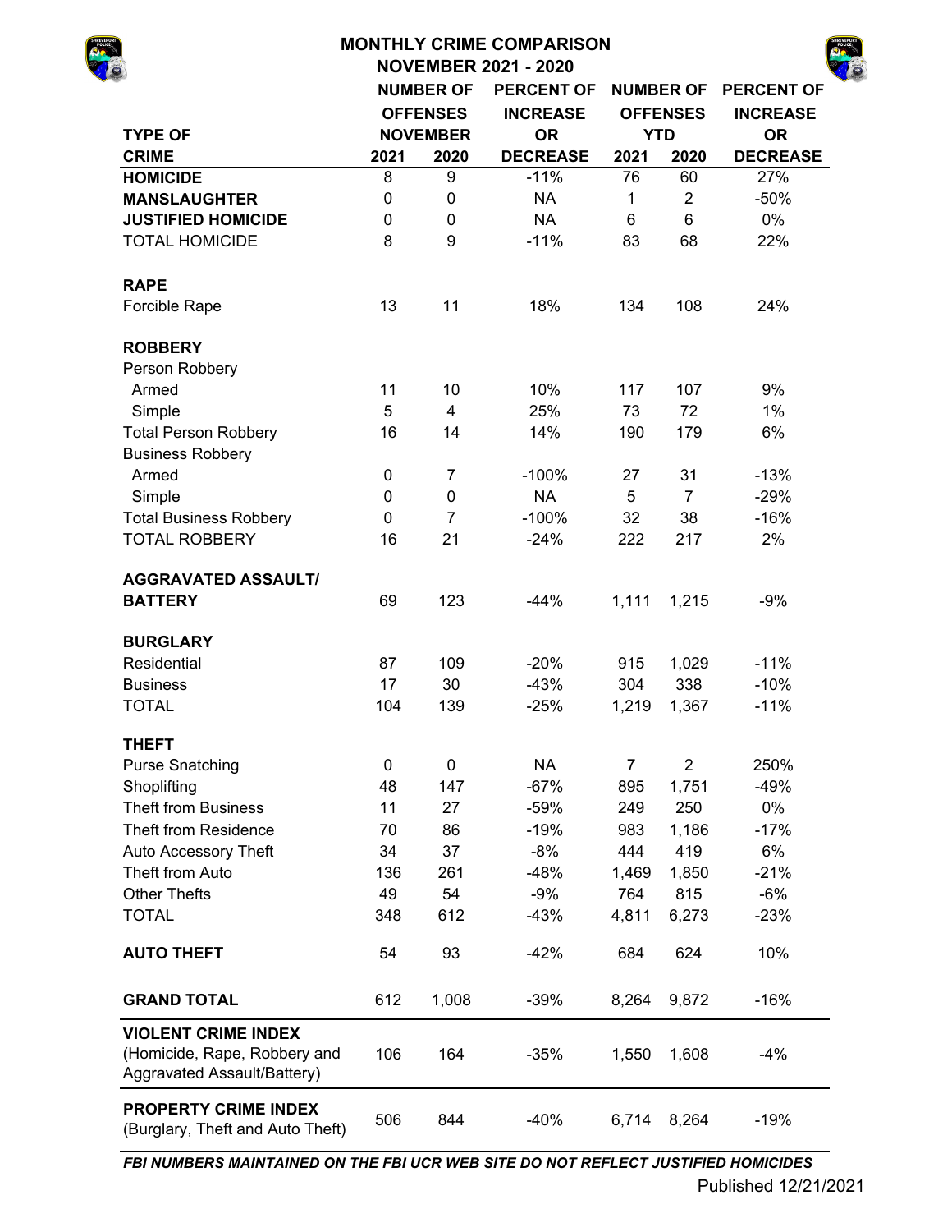# MONTHLY CRIME COMPARISON
## NOVEMBER 2021 - 2020

| TYPE OF CRIME | NUMBER OF OFFENSES NOVEMBER 2021 | NUMBER OF OFFENSES NOVEMBER 2020 | PERCENT OF INCREASE OR DECREASE | NUMBER OF OFFENSES YTD 2021 | NUMBER OF OFFENSES YTD 2020 | PERCENT OF INCREASE OR DECREASE |
|---|---|---|---|---|---|---|
| **HOMICIDE** | 8 | 9 | -11% | 76 | 60 | 27% |
| **MANSLAUGHTER** | 0 | 0 | NA | 1 | 2 | -50% |
| **JUSTIFIED HOMICIDE** | 0 | 0 | NA | 6 | 6 | 0% |
| TOTAL HOMICIDE | 8 | 9 | -11% | 83 | 68 | 22% |
| **RAPE** | | | | | | |
| Forcible Rape | 13 | 11 | 18% | 134 | 108 | 24% |
| **ROBBERY** | | | | | | |
| Person Robbery | | | | | | |
| Armed | 11 | 10 | 10% | 117 | 107 | 9% |
| Simple | 5 | 4 | 25% | 73 | 72 | 1% |
| Total Person Robbery | 16 | 14 | 14% | 190 | 179 | 6% |
| Business Robbery | | | | | | |
| Armed | 0 | 7 | -100% | 27 | 31 | -13% |
| Simple | 0 | 0 | NA | 5 | 7 | -29% |
| Total Business Robbery | 0 | 7 | -100% | 32 | 38 | -16% |
| TOTAL ROBBERY | 16 | 21 | -24% | 222 | 217 | 2% |
| **AGGRAVATED ASSAULT/ BATTERY** | 69 | 123 | -44% | 1,111 | 1,215 | -9% |
| **BURGLARY** | | | | | | |
| Residential | 87 | 109 | -20% | 915 | 1,029 | -11% |
| Business | 17 | 30 | -43% | 304 | 338 | -10% |
| TOTAL | 104 | 139 | -25% | 1,219 | 1,367 | -11% |
| **THEFT** | | | | | | |
| Purse Snatching | 0 | 0 | NA | 7 | 2 | 250% |
| Shoplifting | 48 | 147 | -67% | 895 | 1,751 | -49% |
| Theft from Business | 11 | 27 | -59% | 249 | 250 | 0% |
| Theft from Residence | 70 | 86 | -19% | 983 | 1,186 | -17% |
| Auto Accessory Theft | 34 | 37 | -8% | 444 | 419 | 6% |
| Theft from Auto | 136 | 261 | -48% | 1,469 | 1,850 | -21% |
| Other Thefts | 49 | 54 | -9% | 764 | 815 | -6% |
| TOTAL | 348 | 612 | -43% | 4,811 | 6,273 | -23% |
| **AUTO THEFT** | 54 | 93 | -42% | 684 | 624 | 10% |
| **GRAND TOTAL** | 612 | 1,008 | -39% | 8,264 | 9,872 | -16% |
| **VIOLENT CRIME INDEX** (Homicide, Rape, Robbery and Aggravated Assault/Battery) | 106 | 164 | -35% | 1,550 | 1,608 | -4% |
| **PROPERTY CRIME INDEX** (Burglary, Theft and Auto Theft) | 506 | 844 | -40% | 6,714 | 8,264 | -19% |

***FBI NUMBERS MAINTAINED ON THE FBI UCR WEB SITE DO NOT REFLECT JUSTIFIED HOMICIDES***

Published 12/21/2021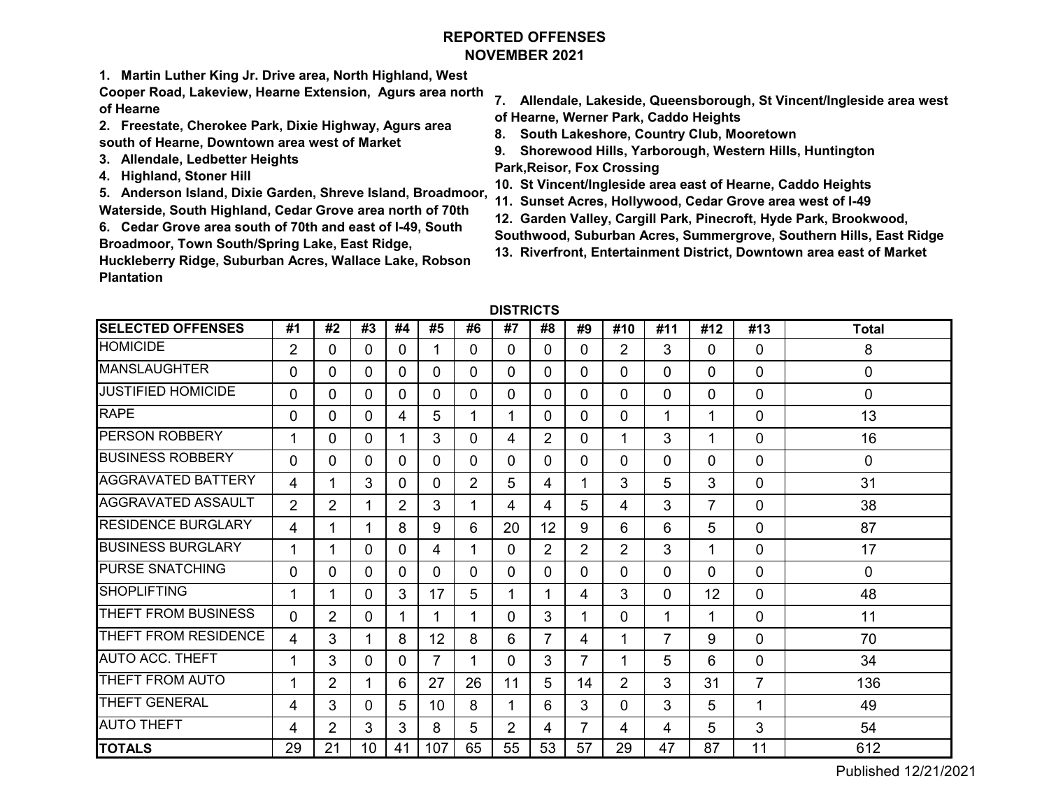# REPORTED OFFENSES
## NOVEMBER 2021

**1. Martin Luther King Jr. Drive area, North Highland, West Cooper Road, Lakeview, Hearne Extension, Agurs area north of Hearne**
**2. Freestate, Cherokee Park, Dixie Highway, Agurs area south of Hearne, Downtown area west of Market**
**3. Allendale, Ledbetter Heights**
**4. Highland, Stoner Hill**
**5. Anderson Island, Dixie Garden, Shreve Island, Broadmoor, Waterside, South Highland, Cedar Grove area north of 70th**
**6. Cedar Grove area south of 70th and east of I-49, South Broadmoor, Town South/Spring Lake, East Ridge, Huckleberry Ridge, Suburban Acres, Wallace Lake, Robson Plantation**
**7. Allendale, Lakeside, Queensborough, St Vincent/Ingleside area west of Hearne, Werner Park, Caddo Heights**
**8. South Lakeshore, Country Club, Mooretown**
**9. Shorewood Hills, Yarborough, Western Hills, Huntington Park, Reisor, Fox Crossing**
**10. St Vincent/Ingleside area east of Hearne, Caddo Heights**
**11. Sunset Acres, Hollywood, Cedar Grove area west of I-49**
**12. Garden Valley, Cargill Park, Pinecroft, Hyde Park, Brookwood, Southwood, Suburban Acres, Summergrove, Southern Hills, East Ridge**
**13. Riverfront, Entertainment District, Downtown area east of Market**

**DISTRICTS**

| SELECTED OFFENSES | #1 | #2 | #3 | #4 | #5 | #6 | #7 | #8 | #9 | #10 | #11 | #12 | #13 | Total |
|---|---|---|---|---|---|---|---|---|---|---|---|---|---|---|
| HOMICIDE | 2 | 0 | 0 | 0 | 1 | 0 | 0 | 0 | 0 | 2 | 3 | 0 | 0 | 8 |
| MANSLAUGHTER | 0 | 0 | 0 | 0 | 0 | 0 | 0 | 0 | 0 | 0 | 0 | 0 | 0 | 0 |
| JUSTIFIED HOMICIDE | 0 | 0 | 0 | 0 | 0 | 0 | 0 | 0 | 0 | 0 | 0 | 0 | 0 | 0 |
| RAPE | 0 | 0 | 0 | 4 | 5 | 1 | 1 | 0 | 0 | 0 | 1 | 1 | 0 | 13 |
| PERSON ROBBERY | 1 | 0 | 0 | 1 | 3 | 0 | 4 | 2 | 0 | 1 | 3 | 1 | 0 | 16 |
| BUSINESS ROBBERY | 0 | 0 | 0 | 0 | 0 | 0 | 0 | 0 | 0 | 0 | 0 | 0 | 0 | 0 |
| AGGRAVATED BATTERY | 4 | 1 | 3 | 0 | 0 | 2 | 5 | 4 | 1 | 3 | 5 | 3 | 0 | 31 |
| AGGRAVATED ASSAULT | 2 | 2 | 1 | 2 | 3 | 1 | 4 | 4 | 5 | 4 | 3 | 7 | 0 | 38 |
| RESIDENCE BURGLARY | 4 | 1 | 1 | 8 | 9 | 6 | 20 | 12 | 9 | 6 | 6 | 5 | 0 | 87 |
| BUSINESS BURGLARY | 1 | 1 | 0 | 0 | 4 | 1 | 0 | 2 | 2 | 2 | 3 | 1 | 0 | 17 |
| PURSE SNATCHING | 0 | 0 | 0 | 0 | 0 | 0 | 0 | 0 | 0 | 0 | 0 | 0 | 0 | 0 |
| SHOPLIFTING | 1 | 1 | 0 | 3 | 17 | 5 | 1 | 1 | 4 | 3 | 0 | 12 | 0 | 48 |
| THEFT FROM BUSINESS | 0 | 2 | 0 | 1 | 1 | 1 | 0 | 3 | 1 | 0 | 1 | 1 | 0 | 11 |
| THEFT FROM RESIDENCE | 4 | 3 | 1 | 8 | 12 | 8 | 6 | 7 | 4 | 1 | 7 | 9 | 0 | 70 |
| AUTO ACC. THEFT | 1 | 3 | 0 | 0 | 7 | 1 | 0 | 3 | 7 | 1 | 5 | 6 | 0 | 34 |
| THEFT FROM AUTO | 1 | 2 | 1 | 6 | 27 | 26 | 11 | 5 | 14 | 2 | 3 | 31 | 7 | 136 |
| THEFT GENERAL | 4 | 3 | 0 | 5 | 10 | 8 | 1 | 6 | 3 | 0 | 3 | 5 | 1 | 49 |
| AUTO THEFT | 4 | 2 | 3 | 3 | 8 | 5 | 2 | 4 | 7 | 4 | 4 | 5 | 3 | 54 |
| **TOTALS** | 29 | 21 | 10 | 41 | 107 | 65 | 55 | 53 | 57 | 29 | 47 | 87 | 11 | 612 |

Published 12/21/2021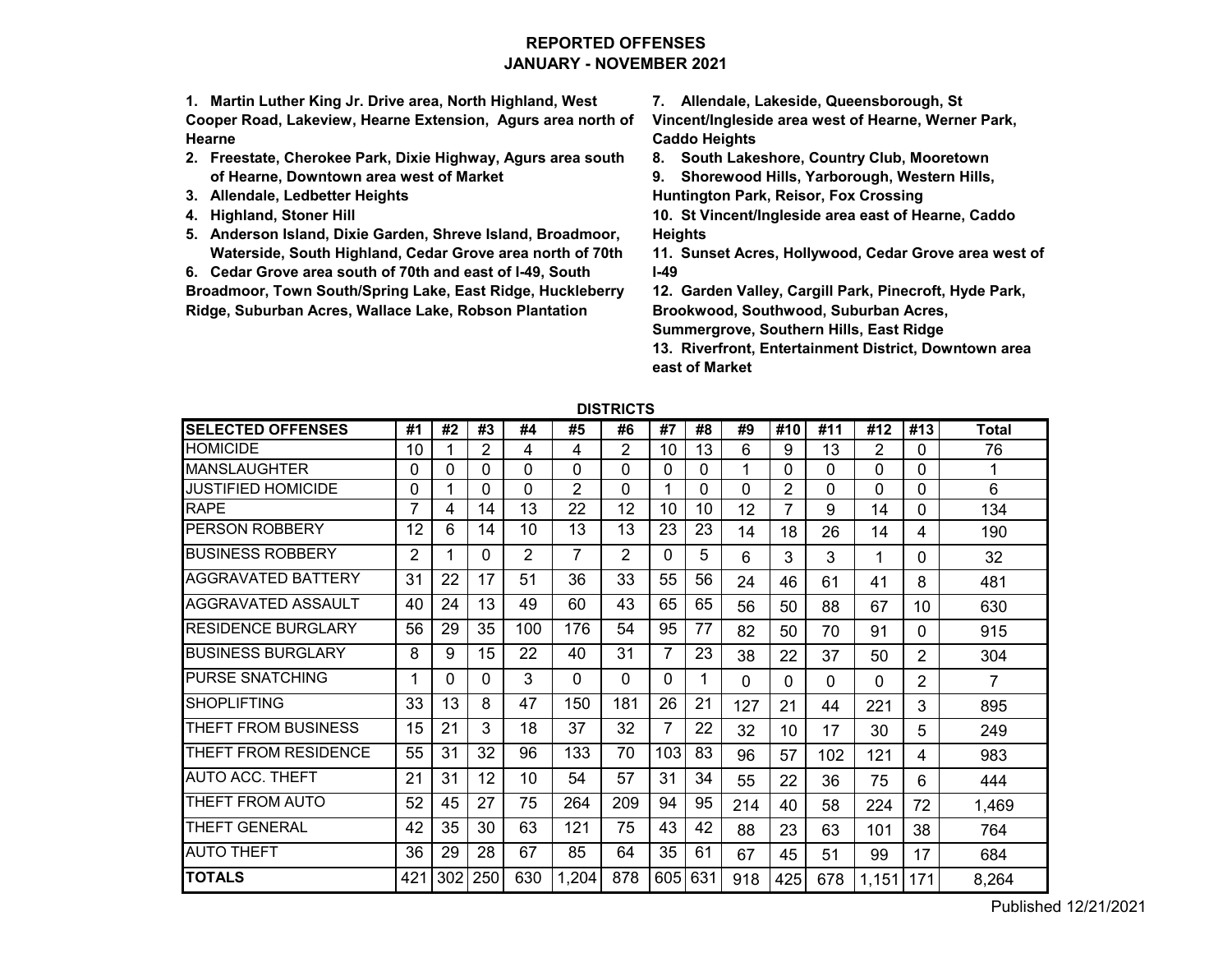# REPORTED OFFENSES
## JANUARY - NOVEMBER 2021

1. **Martin Luther King Jr. Drive area, North Highland, West Cooper Road, Lakeview, Hearne Extension, Agurs area north of Hearne**
2. **Freestate, Cherokee Park, Dixie Highway, Agurs area south of Hearne, Downtown area west of Market**
3. **Allendale, Ledbetter Heights**
4. **Highland, Stoner Hill**
5. **Anderson Island, Dixie Garden, Shreve Island, Broadmoor, Waterside, South Highland, Cedar Grove area north of 70th**
6. **Cedar Grove area south of 70th and east of I-49, South Broadmoor, Town South/Spring Lake, East Ridge, Huckleberry Ridge, Suburban Acres, Wallace Lake, Robson Plantation**
7. **Allendale, Lakeside, Queensborough, St Vincent/Ingleside area west of Hearne, Werner Park, Caddo Heights**
8. **South Lakeshore, Country Club, Mooretown**
9. **Shorewood Hills, Yarborough, Western Hills, Huntington Park, Reisor, Fox Crossing**
10. **St Vincent/Ingleside area east of Hearne, Caddo Heights**
11. **Sunset Acres, Hollywood, Cedar Grove area west of I-49**
12. **Garden Valley, Cargill Park, Pinecroft, Hyde Park, Brookwood, Southwood, Suburban Acres, Summergrove, Southern Hills, East Ridge**
13. **Riverfront, Entertainment District, Downtown area east of Market**

**DISTRICTS**

| SELECTED OFFENSES | #1 | #2 | #3 | #4 | #5 | #6 | #7 | #8 | #9 | #10 | #11 | #12 | #13 | Total |
|---|---|---|---|---|---|---|---|---|---|---|---|---|---|---|
| HOMICIDE | 10 | 1 | 2 | 4 | 4 | 2 | 10 | 13 | 6 | 9 | 13 | 2 | 0 | 76 |
| MANSLAUGHTER | 0 | 0 | 0 | 0 | 0 | 0 | 0 | 0 | 1 | 0 | 0 | 0 | 0 | 1 |
| JUSTIFIED HOMICIDE | 0 | 1 | 0 | 0 | 2 | 0 | 1 | 0 | 0 | 2 | 0 | 0 | 0 | 6 |
| RAPE | 7 | 4 | 14 | 13 | 22 | 12 | 10 | 10 | 12 | 7 | 9 | 14 | 0 | 134 |
| PERSON ROBBERY | 12 | 6 | 14 | 10 | 13 | 13 | 23 | 23 | 14 | 18 | 26 | 14 | 4 | 190 |
| BUSINESS ROBBERY | 2 | 1 | 0 | 2 | 7 | 2 | 0 | 5 | 6 | 3 | 3 | 1 | 0 | 32 |
| AGGRAVATED BATTERY | 31 | 22 | 17 | 51 | 36 | 33 | 55 | 56 | 24 | 46 | 61 | 41 | 8 | 481 |
| AGGRAVATED ASSAULT | 40 | 24 | 13 | 49 | 60 | 43 | 65 | 65 | 56 | 50 | 88 | 67 | 10 | 630 |
| RESIDENCE BURGLARY | 56 | 29 | 35 | 100 | 176 | 54 | 95 | 77 | 82 | 50 | 70 | 91 | 0 | 915 |
| BUSINESS BURGLARY | 8 | 9 | 15 | 22 | 40 | 31 | 7 | 23 | 38 | 22 | 37 | 50 | 2 | 304 |
| PURSE SNATCHING | 1 | 0 | 0 | 3 | 0 | 0 | 0 | 1 | 0 | 0 | 0 | 0 | 2 | 7 |
| SHOPLIFTING | 33 | 13 | 8 | 47 | 150 | 181 | 26 | 21 | 127 | 21 | 44 | 221 | 3 | 895 |
| THEFT FROM BUSINESS | 15 | 21 | 3 | 18 | 37 | 32 | 7 | 22 | 32 | 10 | 17 | 30 | 5 | 249 |
| THEFT FROM RESIDENCE | 55 | 31 | 32 | 96 | 133 | 70 | 103 | 83 | 96 | 57 | 102 | 121 | 4 | 983 |
| AUTO ACC. THEFT | 21 | 31 | 12 | 10 | 54 | 57 | 31 | 34 | 55 | 22 | 36 | 75 | 6 | 444 |
| THEFT FROM AUTO | 52 | 45 | 27 | 75 | 264 | 209 | 94 | 95 | 214 | 40 | 58 | 224 | 72 | 1,469 |
| THEFT GENERAL | 42 | 35 | 30 | 63 | 121 | 75 | 43 | 42 | 88 | 23 | 63 | 101 | 38 | 764 |
| AUTO THEFT | 36 | 29 | 28 | 67 | 85 | 64 | 35 | 61 | 67 | 45 | 51 | 99 | 17 | 684 |
| **TOTALS** | 421 | 302 | 250 | 630 | 1,204 | 878 | 605 | 631 | 918 | 425 | 678 | 1,151 | 171 | 8,264 |

Published 12/21/2021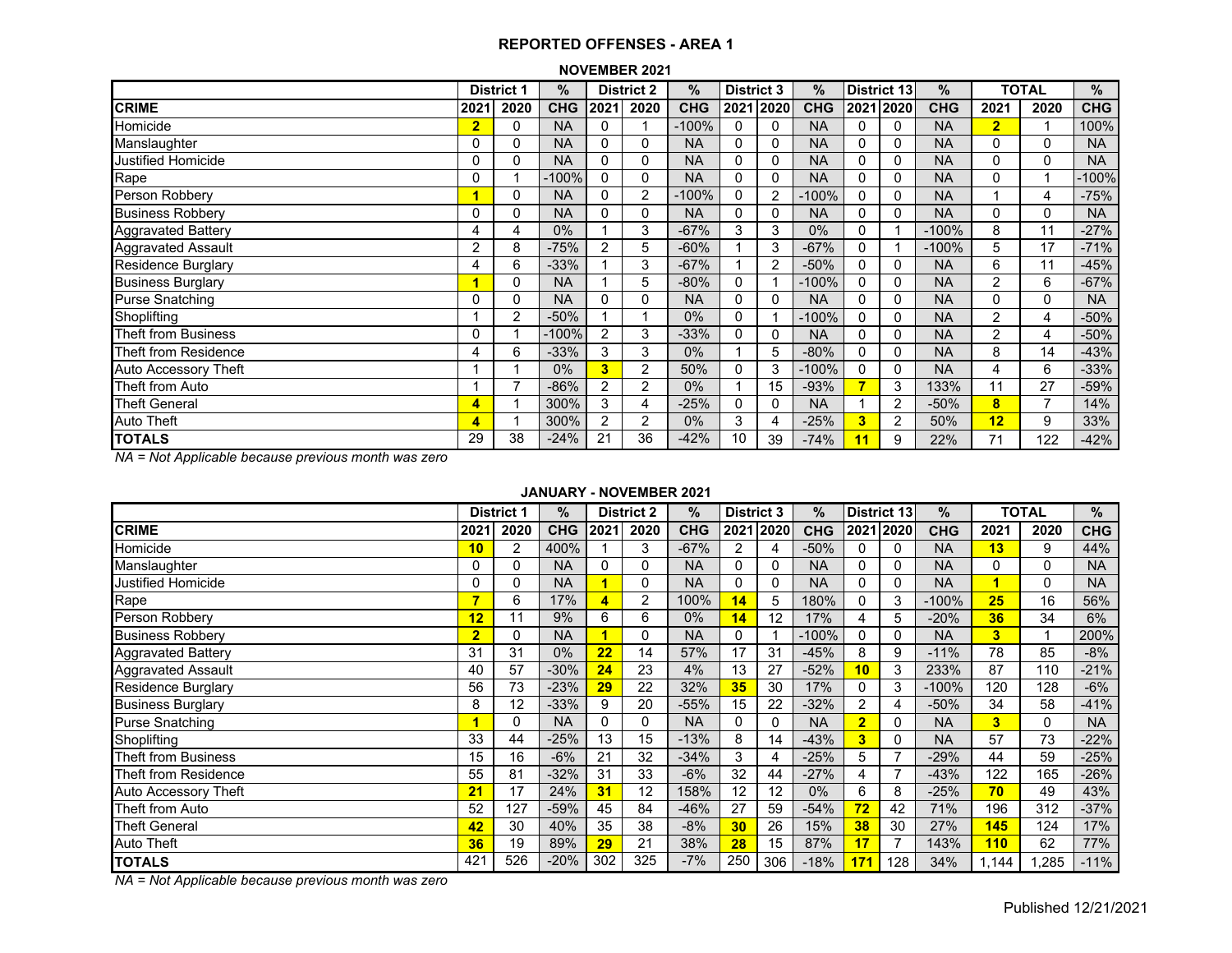# REPORTED OFFENSES - AREA 1

## NOVEMBER 2021

| | District 1 | | % | District 2 | | % | District 3 | | % | District 13 | | % | TOTAL | | % |
|---|---|---|---|---|---|---|---|---|---|---|---|---|---|---|---|
| **CRIME** | **2021** | **2020** | **CHG** | **2021** | **2020** | **CHG** | **2021** | **2020** | **CHG** | **2021** | **2020** | **CHG** | **2021** | **2020** | **CHG** |
| Homicide | **2** | 0 | NA | 0 | 1 | -100% | 0 | 0 | NA | 0 | 0 | NA | **2** | 1 | 100% |
| Manslaughter | 0 | 0 | NA | 0 | 0 | NA | 0 | 0 | NA | 0 | 0 | NA | 0 | 0 | NA |
| Justified Homicide | 0 | 0 | NA | 0 | 0 | NA | 0 | 0 | NA | 0 | 0 | NA | 0 | 0 | NA |
| Rape | 0 | 1 | -100% | 0 | 0 | NA | 0 | 0 | NA | 0 | 0 | NA | 0 | 1 | -100% |
| Person Robbery | **1** | 0 | NA | 0 | 2 | -100% | 0 | 2 | -100% | 0 | 0 | NA | 1 | 4 | -75% |
| Business Robbery | 0 | 0 | NA | 0 | 0 | NA | 0 | 0 | NA | 0 | 0 | NA | 0 | 0 | NA |
| Aggravated Battery | 4 | 4 | 0% | 1 | 3 | -67% | 3 | 3 | 0% | 0 | 1 | -100% | 8 | 11 | -27% |
| Aggravated Assault | 2 | 8 | -75% | 2 | 5 | -60% | 1 | 3 | -67% | 0 | 1 | -100% | 5 | 17 | -71% |
| Residence Burglary | 4 | 6 | -33% | 1 | 3 | -67% | 1 | 2 | -50% | 0 | 0 | NA | 6 | 11 | -45% |
| Business Burglary | **1** | 0 | NA | 1 | 5 | -80% | 0 | 1 | -100% | 0 | 0 | NA | 2 | 6 | -67% |
| Purse Snatching | 0 | 0 | NA | 0 | 0 | NA | 0 | 0 | NA | 0 | 0 | NA | 0 | 0 | NA |
| Shoplifting | 1 | 2 | -50% | 1 | 1 | 0% | 0 | 1 | -100% | 0 | 0 | NA | 2 | 4 | -50% |
| Theft from Business | 0 | 1 | -100% | 2 | 3 | -33% | 0 | 0 | NA | 0 | 0 | NA | 2 | 4 | -50% |
| Theft from Residence | 4 | 6 | -33% | 3 | 3 | 0% | 1 | 5 | -80% | 0 | 0 | NA | 8 | 14 | -43% |
| Auto Accessory Theft | 1 | 1 | 0% | **3** | 2 | 50% | 0 | 3 | -100% | 0 | 0 | NA | 4 | 6 | -33% |
| Theft from Auto | 1 | 7 | -86% | 2 | 2 | 0% | 1 | 15 | -93% | **7** | 3 | 133% | 11 | 27 | -59% |
| Theft General | **4** | 1 | 300% | 3 | 4 | -25% | 0 | 0 | NA | 1 | 2 | -50% | **8** | 7 | 14% |
| Auto Theft | **4** | 1 | 300% | 2 | 2 | 0% | 3 | 4 | -25% | **3** | 2 | 50% | **12** | 9 | 33% |
| **TOTALS** | 29 | 38 | -24% | 21 | 36 | -42% | 10 | 39 | -74% | **11** | 9 | 22% | 71 | 122 | -42% |

*NA = Not Applicable because previous month was zero*

## JANUARY - NOVEMBER 2021

| | District 1 | | % | District 2 | | % | District 3 | | % | District 13 | | % | TOTAL | | % |
|---|---|---|---|---|---|---|---|---|---|---|---|---|---|---|---|
| **CRIME** | **2021** | **2020** | **CHG** | **2021** | **2020** | **CHG** | **2021** | **2020** | **CHG** | **2021** | **2020** | **CHG** | **2021** | **2020** | **CHG** |
| Homicide | **10** | 2 | 400% | 1 | 3 | -67% | 2 | 4 | -50% | 0 | 0 | NA | **13** | 9 | 44% |
| Manslaughter | 0 | 0 | NA | 0 | 0 | NA | 0 | 0 | NA | 0 | 0 | NA | 0 | 0 | NA |
| Justified Homicide | 0 | 0 | NA | **1** | 0 | NA | 0 | 0 | NA | 0 | 0 | NA | **1** | 0 | NA |
| Rape | **7** | 6 | 17% | **4** | 2 | 100% | **14** | 5 | 180% | 0 | 3 | -100% | **25** | 16 | 56% |
| Person Robbery | **12** | 11 | 9% | 6 | 6 | 0% | **14** | 12 | 17% | 4 | 5 | -20% | **36** | 34 | 6% |
| Business Robbery | **2** | 0 | NA | **1** | 0 | NA | 0 | 1 | -100% | 0 | 0 | NA | **3** | 1 | 200% |
| Aggravated Battery | 31 | 31 | 0% | **22** | 14 | 57% | 17 | 31 | -45% | 8 | 9 | -11% | 78 | 85 | -8% |
| Aggravated Assault | 40 | 57 | -30% | **24** | 23 | 4% | 13 | 27 | -52% | **10** | 3 | 233% | 87 | 110 | -21% |
| Residence Burglary | 56 | 73 | -23% | **29** | 22 | 32% | **35** | 30 | 17% | 0 | 3 | -100% | 120 | 128 | -6% |
| Business Burglary | 8 | 12 | -33% | 9 | 20 | -55% | 15 | 22 | -32% | 2 | 4 | -50% | 34 | 58 | -41% |
| Purse Snatching | **1** | 0 | NA | 0 | 0 | NA | 0 | 0 | NA | **2** | 0 | NA | **3** | 0 | NA |
| Shoplifting | 33 | 44 | -25% | 13 | 15 | -13% | 8 | 14 | -43% | **3** | 0 | NA | 57 | 73 | -22% |
| Theft from Business | 15 | 16 | -6% | 21 | 32 | -34% | 3 | 4 | -25% | 5 | 7 | -29% | 44 | 59 | -25% |
| Theft from Residence | 55 | 81 | -32% | 31 | 33 | -6% | 32 | 44 | -27% | 4 | 7 | -43% | 122 | 165 | -26% |
| Auto Accessory Theft | **21** | 17 | 24% | **31** | 12 | 158% | 12 | 12 | 0% | 6 | 8 | -25% | **70** | 49 | 43% |
| Theft from Auto | 52 | 127 | -59% | 45 | 84 | -46% | 27 | 59 | -54% | **72** | 42 | 71% | 196 | 312 | -37% |
| Theft General | **42** | 30 | 40% | 35 | 38 | -8% | **30** | 26 | 15% | **38** | 30 | 27% | **145** | 124 | 17% |
| Auto Theft | **36** | 19 | 89% | **29** | 21 | 38% | **28** | 15 | 87% | **17** | 7 | 143% | **110** | 62 | 77% |
| **TOTALS** | 421 | 526 | -20% | 302 | 325 | -7% | 250 | 306 | -18% | **171** | 128 | 34% | 1,144 | 1,285 | -11% |

*NA = Not Applicable because previous month was zero*

Published 12/21/2021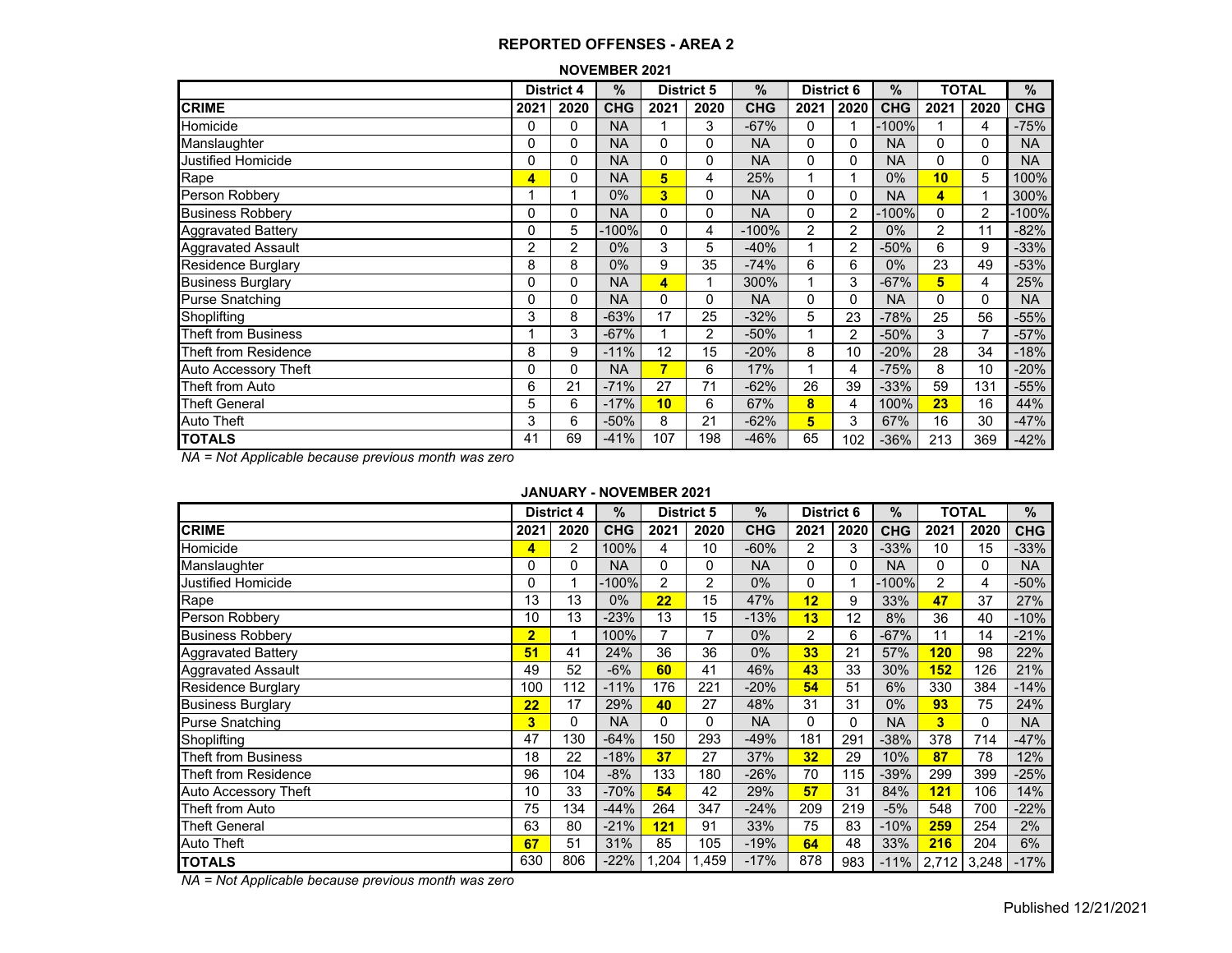## REPORTED OFFENSES - AREA 2

### NOVEMBER 2021

| | District 4 | | % | District 5 | | % | District 6 | | % | TOTAL | | % |
|---|---|---|---|---|---|---|---|---|---|---|---|---|
| **CRIME** | **2021** | **2020** | **CHG** | **2021** | **2020** | **CHG** | **2021** | **2020** | **CHG** | **2021** | **2020** | **CHG** |
| Homicide | 0 | 0 | NA | 1 | 3 | -67% | 0 | 1 | -100% | 1 | 4 | -75% |
| Manslaughter | 0 | 0 | NA | 0 | 0 | NA | 0 | 0 | NA | 0 | 0 | NA |
| Justified Homicide | 0 | 0 | NA | 0 | 0 | NA | 0 | 0 | NA | 0 | 0 | NA |
| Rape | **4** | 0 | NA | **5** | 4 | 25% | 1 | 1 | 0% | **10** | 5 | 100% |
| Person Robbery | 1 | 1 | 0% | **3** | 0 | NA | 0 | 0 | NA | **4** | 1 | 300% |
| Business Robbery | 0 | 0 | NA | 0 | 0 | NA | 0 | 2 | -100% | 0 | 2 | -100% |
| Aggravated Battery | 0 | 5 | -100% | 0 | 4 | -100% | 2 | 2 | 0% | 2 | 11 | -82% |
| Aggravated Assault | 2 | 2 | 0% | 3 | 5 | -40% | 1 | 2 | -50% | 6 | 9 | -33% |
| Residence Burglary | 8 | 8 | 0% | 9 | 35 | -74% | 6 | 6 | 0% | 23 | 49 | -53% |
| Business Burglary | 0 | 0 | NA | **4** | 1 | 300% | 1 | 3 | -67% | **5** | 4 | 25% |
| Purse Snatching | 0 | 0 | NA | 0 | 0 | NA | 0 | 0 | NA | 0 | 0 | NA |
| Shoplifting | 3 | 8 | -63% | 17 | 25 | -32% | 5 | 23 | -78% | 25 | 56 | -55% |
| Theft from Business | 1 | 3 | -67% | 1 | 2 | -50% | 1 | 2 | -50% | 3 | 7 | -57% |
| Theft from Residence | 8 | 9 | -11% | 12 | 15 | -20% | 8 | 10 | -20% | 28 | 34 | -18% |
| Auto Accessory Theft | 0 | 0 | NA | **7** | 6 | 17% | 1 | 4 | -75% | 8 | 10 | -20% |
| Theft from Auto | 6 | 21 | -71% | 27 | 71 | -62% | 26 | 39 | -33% | 59 | 131 | -55% |
| Theft General | 5 | 6 | -17% | **10** | 6 | 67% | **8** | 4 | 100% | **23** | 16 | 44% |
| Auto Theft | 3 | 6 | -50% | 8 | 21 | -62% | **5** | 3 | 67% | 16 | 30 | -47% |
| **TOTALS** | 41 | 69 | -41% | 107 | 198 | -46% | 65 | 102 | -36% | 213 | 369 | -42% |

*NA = Not Applicable because previous month was zero*

### JANUARY - NOVEMBER 2021

| | District 4 | | % | District 5 | | % | District 6 | | % | TOTAL | | % |
|---|---|---|---|---|---|---|---|---|---|---|---|---|
| **CRIME** | **2021** | **2020** | **CHG** | **2021** | **2020** | **CHG** | **2021** | **2020** | **CHG** | **2021** | **2020** | **CHG** |
| Homicide | **4** | 2 | 100% | 4 | 10 | -60% | 2 | 3 | -33% | 10 | 15 | -33% |
| Manslaughter | 0 | 0 | NA | 0 | 0 | NA | 0 | 0 | NA | 0 | 0 | NA |
| Justified Homicide | 0 | 1 | -100% | 2 | 2 | 0% | 0 | 1 | -100% | 2 | 4 | -50% |
| Rape | 13 | 13 | 0% | **22** | 15 | 47% | **12** | 9 | 33% | **47** | 37 | 27% |
| Person Robbery | 10 | 13 | -23% | 13 | 15 | -13% | **13** | 12 | 8% | 36 | 40 | -10% |
| Business Robbery | **2** | 1 | 100% | 7 | 7 | 0% | 2 | 6 | -67% | 11 | 14 | -21% |
| Aggravated Battery | **51** | 41 | 24% | 36 | 36 | 0% | **33** | 21 | 57% | **120** | 98 | 22% |
| Aggravated Assault | 49 | 52 | -6% | **60** | 41 | 46% | **43** | 33 | 30% | **152** | 126 | 21% |
| Residence Burglary | 100 | 112 | -11% | 176 | 221 | -20% | **54** | 51 | 6% | 330 | 384 | -14% |
| Business Burglary | **22** | 17 | 29% | **40** | 27 | 48% | 31 | 31 | 0% | **93** | 75 | 24% |
| Purse Snatching | **3** | 0 | NA | 0 | 0 | NA | 0 | 0 | NA | **3** | 0 | NA |
| Shoplifting | 47 | 130 | -64% | 150 | 293 | -49% | 181 | 291 | -38% | 378 | 714 | -47% |
| Theft from Business | 18 | 22 | -18% | **37** | 27 | 37% | **32** | 29 | 10% | **87** | 78 | 12% |
| Theft from Residence | 96 | 104 | -8% | 133 | 180 | -26% | 70 | 115 | -39% | 299 | 399 | -25% |
| Auto Accessory Theft | 10 | 33 | -70% | **54** | 42 | 29% | **57** | 31 | 84% | **121** | 106 | 14% |
| Theft from Auto | 75 | 134 | -44% | 264 | 347 | -24% | 209 | 219 | -5% | 548 | 700 | -22% |
| Theft General | 63 | 80 | -21% | **121** | 91 | 33% | 75 | 83 | -10% | **259** | 254 | 2% |
| Auto Theft | **67** | 51 | 31% | 85 | 105 | -19% | **64** | 48 | 33% | **216** | 204 | 6% |
| **TOTALS** | 630 | 806 | -22% | 1,204 | 1,459 | -17% | 878 | 983 | -11% | 2,712 | 3,248 | -17% |

*NA = Not Applicable because previous month was zero*

Published 12/21/2021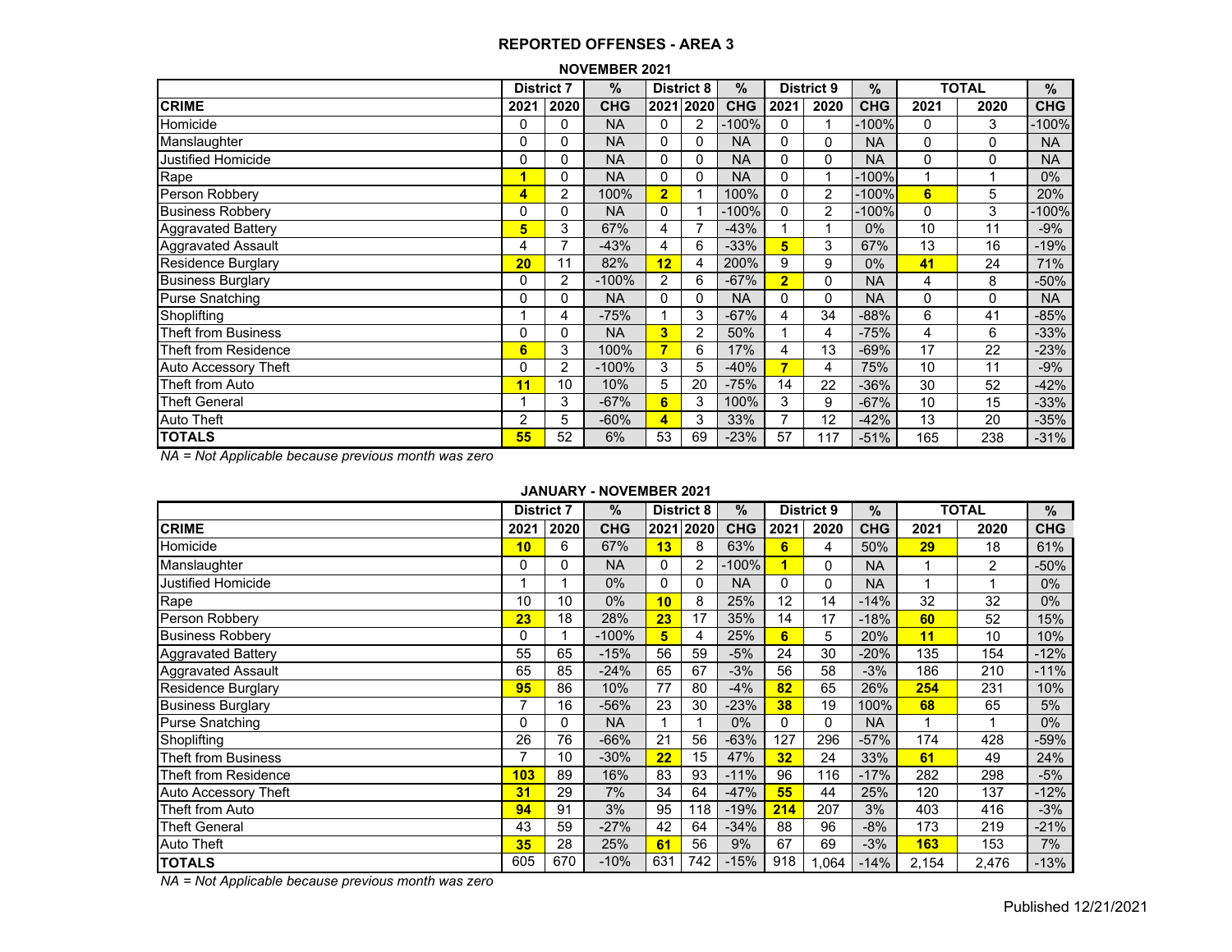# REPORTED OFFENSES - AREA 3

## NOVEMBER 2021

| | District 7 | | % | District 8 | | % | District 9 | | % | TOTAL | | % |
|---|---|---|---|---|---|---|---|---|---|---|---|---|
| **CRIME** | **2021** | **2020** | **CHG** | **2021** | **2020** | **CHG** | **2021** | **2020** | **CHG** | **2021** | **2020** | **CHG** |
| Homicide | 0 | 0 | NA | 0 | 2 | -100% | 0 | 1 | -100% | 0 | 3 | -100% |
| Manslaughter | 0 | 0 | NA | 0 | 0 | NA | 0 | 0 | NA | 0 | 0 | NA |
| Justified Homicide | 0 | 0 | NA | 0 | 0 | NA | 0 | 0 | NA | 0 | 0 | NA |
| Rape | 1 | 0 | NA | 0 | 0 | NA | 0 | 1 | -100% | 1 | 1 | 0% |
| Person Robbery | 4 | 2 | 100% | 2 | 1 | 100% | 0 | 2 | -100% | 6 | 5 | 20% |
| Business Robbery | 0 | 0 | NA | 0 | 1 | -100% | 0 | 2 | -100% | 0 | 3 | -100% |
| Aggravated Battery | 5 | 3 | 67% | 4 | 7 | -43% | 1 | 1 | 0% | 10 | 11 | -9% |
| Aggravated Assault | 4 | 7 | -43% | 4 | 6 | -33% | 5 | 3 | 67% | 13 | 16 | -19% |
| Residence Burglary | 20 | 11 | 82% | 12 | 4 | 200% | 9 | 9 | 0% | 41 | 24 | 71% |
| Business Burglary | 0 | 2 | -100% | 2 | 6 | -67% | 2 | 0 | NA | 4 | 8 | -50% |
| Purse Snatching | 0 | 0 | NA | 0 | 0 | NA | 0 | 0 | NA | 0 | 0 | NA |
| Shoplifting | 1 | 4 | -75% | 1 | 3 | -67% | 4 | 34 | -88% | 6 | 41 | -85% |
| Theft from Business | 0 | 0 | NA | 3 | 2 | 50% | 1 | 4 | -75% | 4 | 6 | -33% |
| Theft from Residence | 6 | 3 | 100% | 7 | 6 | 17% | 4 | 13 | -69% | 17 | 22 | -23% |
| Auto Accessory Theft | 0 | 2 | -100% | 3 | 5 | -40% | 7 | 4 | 75% | 10 | 11 | -9% |
| Theft from Auto | 11 | 10 | 10% | 5 | 20 | -75% | 14 | 22 | -36% | 30 | 52 | -42% |
| Theft General | 1 | 3 | -67% | 6 | 3 | 100% | 3 | 9 | -67% | 10 | 15 | -33% |
| Auto Theft | 2 | 5 | -60% | 4 | 3 | 33% | 7 | 12 | -42% | 13 | 20 | -35% |
| **TOTALS** | 55 | 52 | 6% | 53 | 69 | -23% | 57 | 117 | -51% | 165 | 238 | -31% |

*NA = Not Applicable because previous month was zero*

## JANUARY - NOVEMBER 2021

| | District 7 | | % | District 8 | | % | District 9 | | % | TOTAL | | % |
|---|---|---|---|---|---|---|---|---|---|---|---|---|
| **CRIME** | **2021** | **2020** | **CHG** | **2021** | **2020** | **CHG** | **2021** | **2020** | **CHG** | **2021** | **2020** | **CHG** |
| Homicide | 10 | 6 | 67% | 13 | 8 | 63% | 6 | 4 | 50% | 29 | 18 | 61% |
| Manslaughter | 0 | 0 | NA | 0 | 2 | -100% | 1 | 0 | NA | 1 | 2 | -50% |
| Justified Homicide | 1 | 1 | 0% | 0 | 0 | NA | 0 | 0 | NA | 1 | 1 | 0% |
| Rape | 10 | 10 | 0% | 10 | 8 | 25% | 12 | 14 | -14% | 32 | 32 | 0% |
| Person Robbery | 23 | 18 | 28% | 23 | 17 | 35% | 14 | 17 | -18% | 60 | 52 | 15% |
| Business Robbery | 0 | 1 | -100% | 5 | 4 | 25% | 6 | 5 | 20% | 11 | 10 | 10% |
| Aggravated Battery | 55 | 65 | -15% | 56 | 59 | -5% | 24 | 30 | -20% | 135 | 154 | -12% |
| Aggravated Assault | 65 | 85 | -24% | 65 | 67 | -3% | 56 | 58 | -3% | 186 | 210 | -11% |
| Residence Burglary | 95 | 86 | 10% | 77 | 80 | -4% | 82 | 65 | 26% | 254 | 231 | 10% |
| Business Burglary | 7 | 16 | -56% | 23 | 30 | -23% | 38 | 19 | 100% | 68 | 65 | 5% |
| Purse Snatching | 0 | 0 | NA | 1 | 1 | 0% | 0 | 0 | NA | 1 | 1 | 0% |
| Shoplifting | 26 | 76 | -66% | 21 | 56 | -63% | 127 | 296 | -57% | 174 | 428 | -59% |
| Theft from Business | 7 | 10 | -30% | 22 | 15 | 47% | 32 | 24 | 33% | 61 | 49 | 24% |
| Theft from Residence | 103 | 89 | 16% | 83 | 93 | -11% | 96 | 116 | -17% | 282 | 298 | -5% |
| Auto Accessory Theft | 31 | 29 | 7% | 34 | 64 | -47% | 55 | 44 | 25% | 120 | 137 | -12% |
| Theft from Auto | 94 | 91 | 3% | 95 | 118 | -19% | 214 | 207 | 3% | 403 | 416 | -3% |
| Theft General | 43 | 59 | -27% | 42 | 64 | -34% | 88 | 96 | -8% | 173 | 219 | -21% |
| Auto Theft | 35 | 28 | 25% | 61 | 56 | 9% | 67 | 69 | -3% | 163 | 153 | 7% |
| **TOTALS** | 605 | 670 | -10% | 631 | 742 | -15% | 918 | 1,064 | -14% | 2,154 | 2,476 | -13% |

*NA = Not Applicable because previous month was zero*

Published 12/21/2021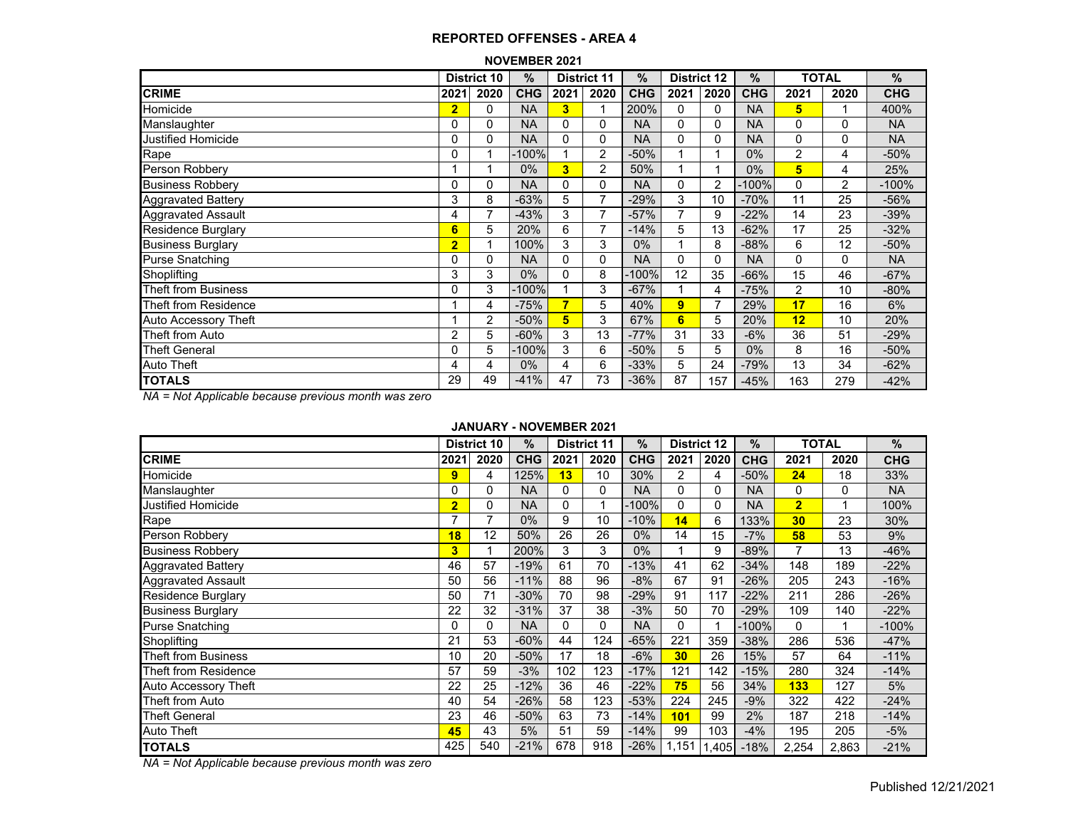# REPORTED OFFENSES - AREA 4

### NOVEMBER 2021

| | District 10 | | % | District 11 | | % | District 12 | | % | TOTAL | | % |
|---|---|---|---|---|---|---|---|---|---|---|---|---|
| **CRIME** | **2021** | **2020** | **CHG** | **2021** | **2020** | **CHG** | **2021** | **2020** | **CHG** | **2021** | **2020** | **CHG** |
| Homicide | **2** | 0 | NA | **3** | 1 | 200% | 0 | 0 | NA | **5** | 1 | 400% |
| Manslaughter | 0 | 0 | NA | 0 | 0 | NA | 0 | 0 | NA | 0 | 0 | NA |
| Justified Homicide | 0 | 0 | NA | 0 | 0 | NA | 0 | 0 | NA | 0 | 0 | NA |
| Rape | 0 | 1 | -100% | 1 | 2 | -50% | 1 | 1 | 0% | 2 | 4 | -50% |
| Person Robbery | 1 | 1 | 0% | **3** | 2 | 50% | 1 | 1 | 0% | **5** | 4 | 25% |
| Business Robbery | 0 | 0 | NA | 0 | 0 | NA | 0 | 2 | -100% | 0 | 2 | -100% |
| Aggravated Battery | 3 | 8 | -63% | 5 | 7 | -29% | 3 | 10 | -70% | 11 | 25 | -56% |
| Aggravated Assault | 4 | 7 | -43% | 3 | 7 | -57% | 7 | 9 | -22% | 14 | 23 | -39% |
| Residence Burglary | **6** | 5 | 20% | 6 | 7 | -14% | 5 | 13 | -62% | 17 | 25 | -32% |
| Business Burglary | **2** | 1 | 100% | 3 | 3 | 0% | 1 | 8 | -88% | 6 | 12 | -50% |
| Purse Snatching | 0 | 0 | NA | 0 | 0 | NA | 0 | 0 | NA | 0 | 0 | NA |
| Shoplifting | 3 | 3 | 0% | 0 | 8 | -100% | 12 | 35 | -66% | 15 | 46 | -67% |
| Theft from Business | 0 | 3 | -100% | 1 | 3 | -67% | 1 | 4 | -75% | 2 | 10 | -80% |
| Theft from Residence | 1 | 4 | -75% | **7** | 5 | 40% | **9** | 7 | 29% | **17** | 16 | 6% |
| Auto Accessory Theft | 1 | 2 | -50% | **5** | 3 | 67% | **6** | 5 | 20% | **12** | 10 | 20% |
| Theft from Auto | 2 | 5 | -60% | 3 | 13 | -77% | 31 | 33 | -6% | 36 | 51 | -29% |
| Theft General | 0 | 5 | -100% | 3 | 6 | -50% | 5 | 5 | 0% | 8 | 16 | -50% |
| Auto Theft | 4 | 4 | 0% | 4 | 6 | -33% | 5 | 24 | -79% | 13 | 34 | -62% |
| **TOTALS** | 29 | 49 | -41% | 47 | 73 | -36% | 87 | 157 | -45% | 163 | 279 | -42% |

*NA = Not Applicable because previous month was zero*

### JANUARY - NOVEMBER 2021

| | District 10 | | % | District 11 | | % | District 12 | | % | TOTAL | | % |
|---|---|---|---|---|---|---|---|---|---|---|---|---|
| **CRIME** | **2021** | **2020** | **CHG** | **2021** | **2020** | **CHG** | **2021** | **2020** | **CHG** | **2021** | **2020** | **CHG** |
| Homicide | **9** | 4 | 125% | **13** | 10 | 30% | 2 | 4 | -50% | **24** | 18 | 33% |
| Manslaughter | 0 | 0 | NA | 0 | 0 | NA | 0 | 0 | NA | 0 | 0 | NA |
| Justified Homicide | **2** | 0 | NA | 0 | 1 | -100% | 0 | 0 | NA | **2** | 1 | 100% |
| Rape | 7 | 7 | 0% | 9 | 10 | -10% | **14** | 6 | 133% | **30** | 23 | 30% |
| Person Robbery | **18** | 12 | 50% | 26 | 26 | 0% | 14 | 15 | -7% | **58** | 53 | 9% |
| Business Robbery | **3** | 1 | 200% | 3 | 3 | 0% | 1 | 9 | -89% | 7 | 13 | -46% |
| Aggravated Battery | 46 | 57 | -19% | 61 | 70 | -13% | 41 | 62 | -34% | 148 | 189 | -22% |
| Aggravated Assault | 50 | 56 | -11% | 88 | 96 | -8% | 67 | 91 | -26% | 205 | 243 | -16% |
| Residence Burglary | 50 | 71 | -30% | 70 | 98 | -29% | 91 | 117 | -22% | 211 | 286 | -26% |
| Business Burglary | 22 | 32 | -31% | 37 | 38 | -3% | 50 | 70 | -29% | 109 | 140 | -22% |
| Purse Snatching | 0 | 0 | NA | 0 | 0 | NA | 0 | 1 | -100% | 0 | 1 | -100% |
| Shoplifting | 21 | 53 | -60% | 44 | 124 | -65% | 221 | 359 | -38% | 286 | 536 | -47% |
| Theft from Business | 10 | 20 | -50% | 17 | 18 | -6% | **30** | 26 | 15% | 57 | 64 | -11% |
| Theft from Residence | 57 | 59 | -3% | 102 | 123 | -17% | 121 | 142 | -15% | 280 | 324 | -14% |
| Auto Accessory Theft | 22 | 25 | -12% | 36 | 46 | -22% | **75** | 56 | 34% | **133** | 127 | 5% |
| Theft from Auto | 40 | 54 | -26% | 58 | 123 | -53% | 224 | 245 | -9% | 322 | 422 | -24% |
| Theft General | 23 | 46 | -50% | 63 | 73 | -14% | **101** | 99 | 2% | 187 | 218 | -14% |
| Auto Theft | **45** | 43 | 5% | 51 | 59 | -14% | 99 | 103 | -4% | 195 | 205 | -5% |
| **TOTALS** | 425 | 540 | -21% | 678 | 918 | -26% | 1,151 | 1,405 | -18% | 2,254 | 2,863 | -21% |

*NA = Not Applicable because previous month was zero*

Published 12/21/2021